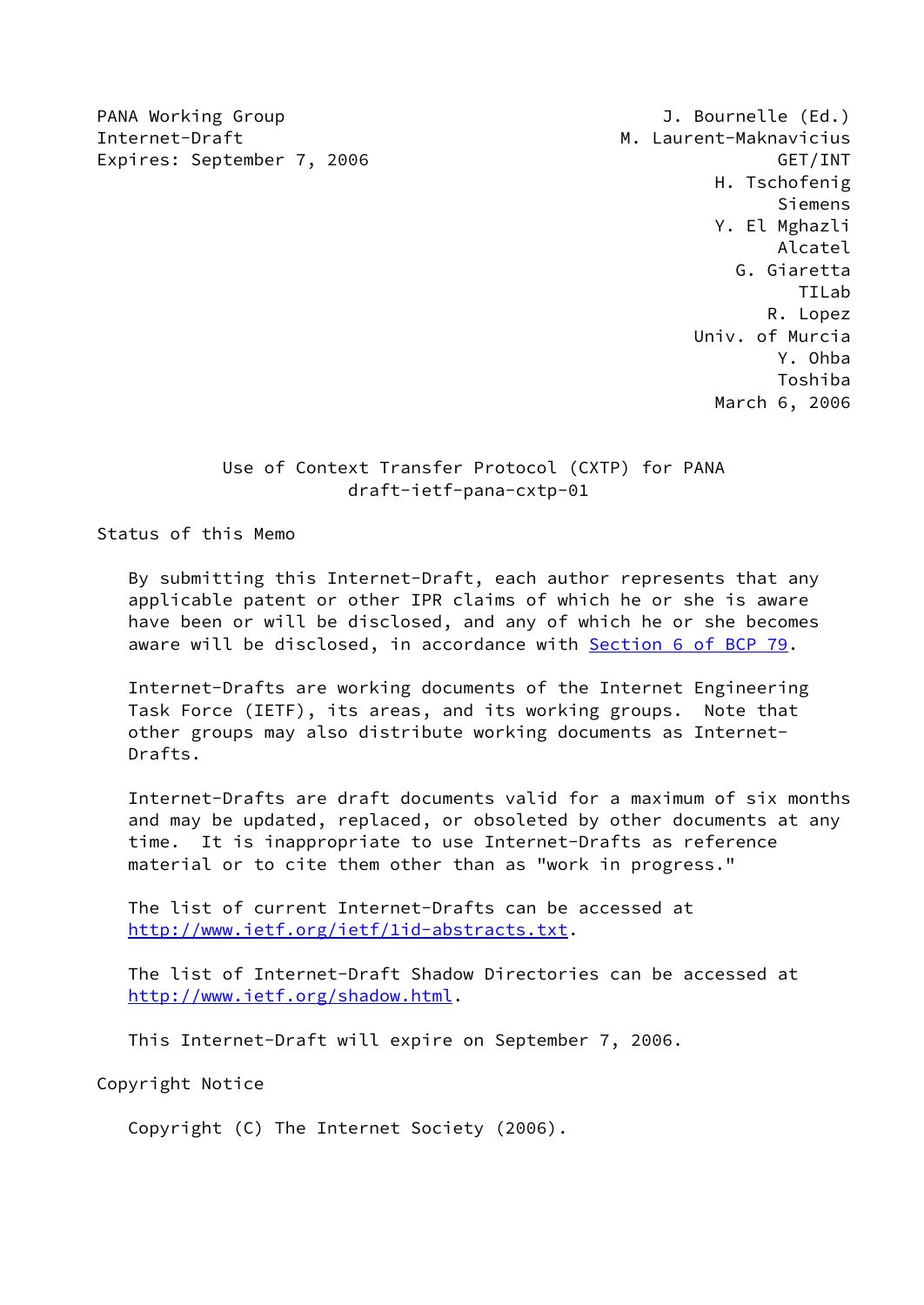PANA Working Group
Internet-Draft
Expires: September 7, 2006

J. Bournelle (Ed.)
M. Laurent-Maknavicius
GET/INT
H. Tschofenig
Siemens
Y. El Mghazli
Alcatel
G. Giaretta
TILab
R. Lopez
Univ. of Murcia
Y. Ohba
Toshiba
March 6, 2006

# Use of Context Transfer Protocol (CXTP) for PANA
draft-ietf-pana-cxtp-01

## Status of this Memo

By submitting this Internet-Draft, each author represents that any applicable patent or other IPR claims of which he or she is aware have been or will be disclosed, and any of which he or she becomes aware will be disclosed, in accordance with Section 6 of BCP 79.

Internet-Drafts are working documents of the Internet Engineering Task Force (IETF), its areas, and its working groups. Note that other groups may also distribute working documents as Internet-Drafts.

Internet-Drafts are draft documents valid for a maximum of six months and may be updated, replaced, or obsoleted by other documents at any time. It is inappropriate to use Internet-Drafts as reference material or to cite them other than as "work in progress."

The list of current Internet-Drafts can be accessed at http://www.ietf.org/ietf/1id-abstracts.txt.

The list of Internet-Draft Shadow Directories can be accessed at http://www.ietf.org/shadow.html.

This Internet-Draft will expire on September 7, 2006.

## Copyright Notice

Copyright (C) The Internet Society (2006).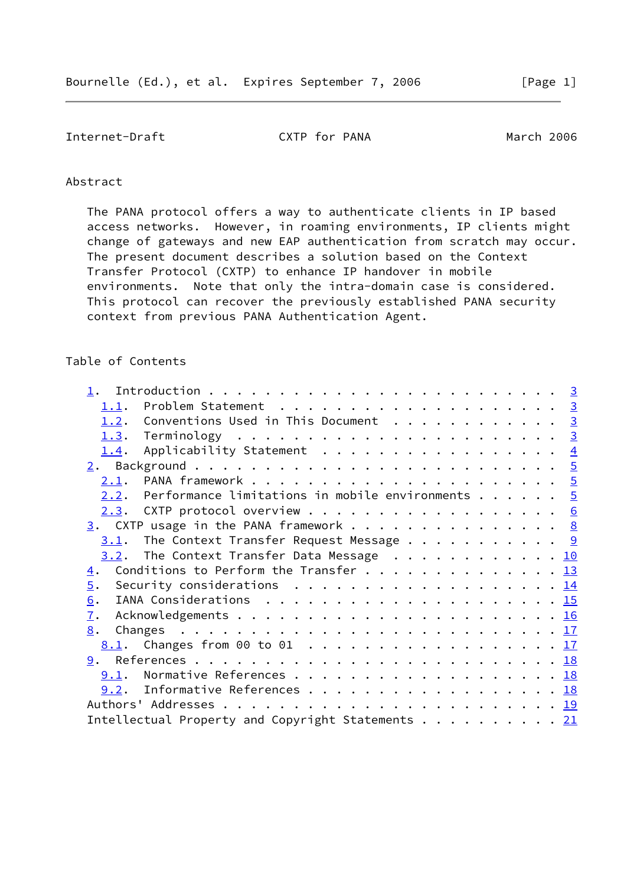## Abstract

The PANA protocol offers a way to authenticate clients in IP based access networks. However, in roaming environments, IP clients might change of gateways and new EAP authentication from scratch may occur. The present document describes a solution based on the Context Transfer Protocol (CXTP) to enhance IP handover in mobile environments. Note that only the intra-domain case is considered. This protocol can recover the previously established PANA security context from previous PANA Authentication Agent.

## Table of Contents

```
   1.  Introduction . . . . . . . . . . . . . . . . . . . . . . . . .  3
     1.1.  Problem Statement  . . . . . . . . . . . . . . . . . . . .  3
     1.2.  Conventions Used in This Document  . . . . . . . . . . . .  3
     1.3.  Terminology  . . . . . . . . . . . . . . . . . . . . . . .  3
     1.4.  Applicability Statement  . . . . . . . . . . . . . . . . .  4
   2.  Background . . . . . . . . . . . . . . . . . . . . . . . . . .  5
     2.1.  PANA framework . . . . . . . . . . . . . . . . . . . . . .  5
     2.2.  Performance limitations in mobile environments . . . . . .  5
     2.3.  CXTP protocol overview . . . . . . . . . . . . . . . . . .  6
   3.  CXTP usage in the PANA framework . . . . . . . . . . . . . . .  8
     3.1.  The Context Transfer Request Message . . . . . . . . . . .  9
     3.2.  The Context Transfer Data Message  . . . . . . . . . . . . 10
   4.  Conditions to Perform the Transfer . . . . . . . . . . . . . . 13
   5.  Security considerations  . . . . . . . . . . . . . . . . . . . 14
   6.  IANA Considerations  . . . . . . . . . . . . . . . . . . . . . 15
   7.  Acknowledgements . . . . . . . . . . . . . . . . . . . . . . . 16
   8.  Changes  . . . . . . . . . . . . . . . . . . . . . . . . . . . 17
     8.1.  Changes from 00 to 01  . . . . . . . . . . . . . . . . . . 17
   9.  References . . . . . . . . . . . . . . . . . . . . . . . . . . 18
     9.1.  Normative References . . . . . . . . . . . . . . . . . . . 18
     9.2.  Informative References . . . . . . . . . . . . . . . . . . 18
   Authors' Addresses . . . . . . . . . . . . . . . . . . . . . . . . 19
   Intellectual Property and Copyright Statements . . . . . . . . . . 21
```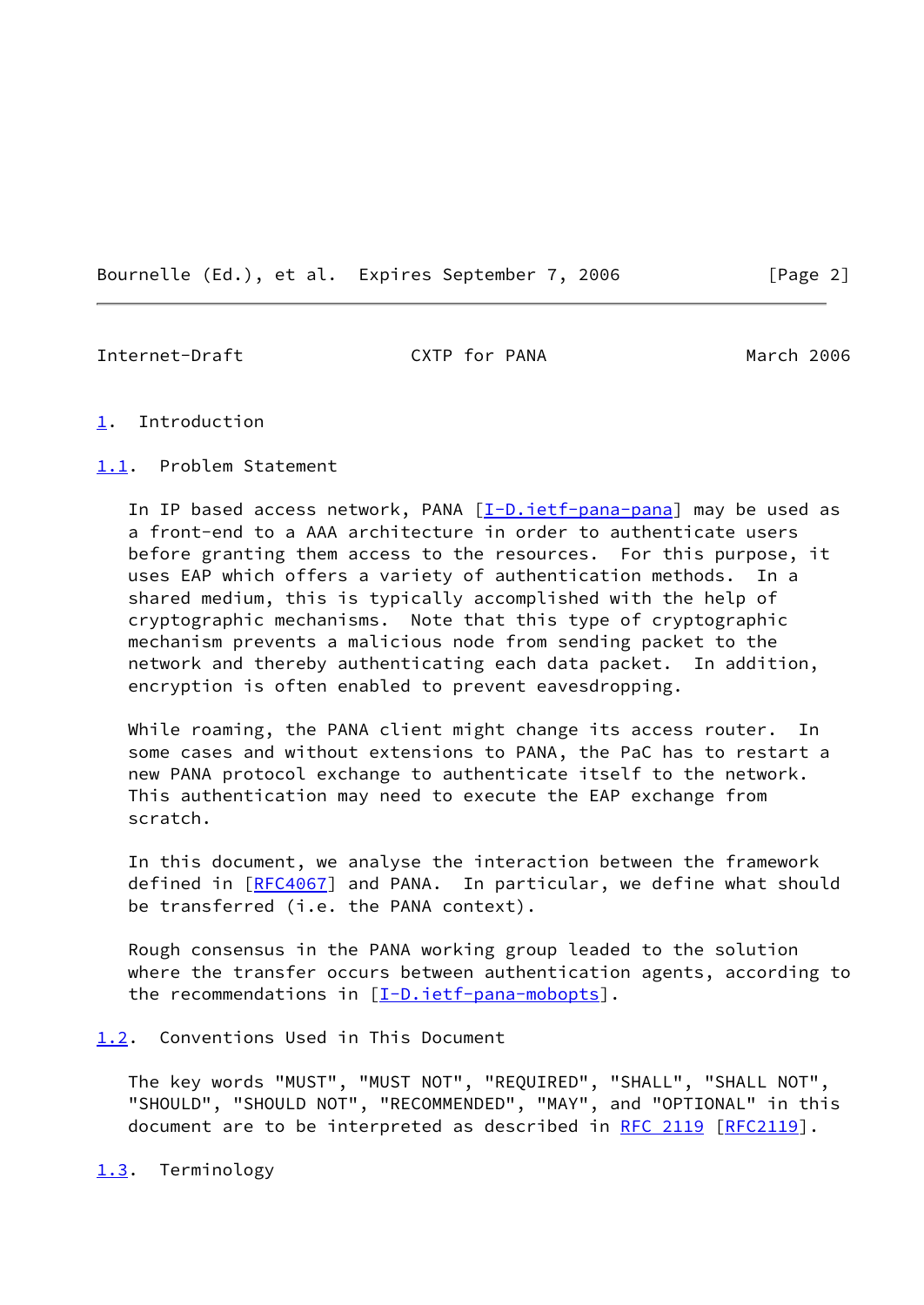# 1. Introduction

## 1.1. Problem Statement

In IP based access network, PANA [I-D.ietf-pana-pana] may be used as a front-end to a AAA architecture in order to authenticate users before granting them access to the resources. For this purpose, it uses EAP which offers a variety of authentication methods. In a shared medium, this is typically accomplished with the help of cryptographic mechanisms. Note that this type of cryptographic mechanism prevents a malicious node from sending packet to the network and thereby authenticating each data packet. In addition, encryption is often enabled to prevent eavesdropping.

While roaming, the PANA client might change its access router. In some cases and without extensions to PANA, the PaC has to restart a new PANA protocol exchange to authenticate itself to the network. This authentication may need to execute the EAP exchange from scratch.

In this document, we analyse the interaction between the framework defined in [RFC4067] and PANA. In particular, we define what should be transferred (i.e. the PANA context).

Rough consensus in the PANA working group leaded to the solution where the transfer occurs between authentication agents, according to the recommendations in [I-D.ietf-pana-mobopts].

## 1.2. Conventions Used in This Document

The key words "MUST", "MUST NOT", "REQUIRED", "SHALL", "SHALL NOT", "SHOULD", "SHOULD NOT", "RECOMMENDED", "MAY", and "OPTIONAL" in this document are to be interpreted as described in RFC 2119 [RFC2119].

## 1.3. Terminology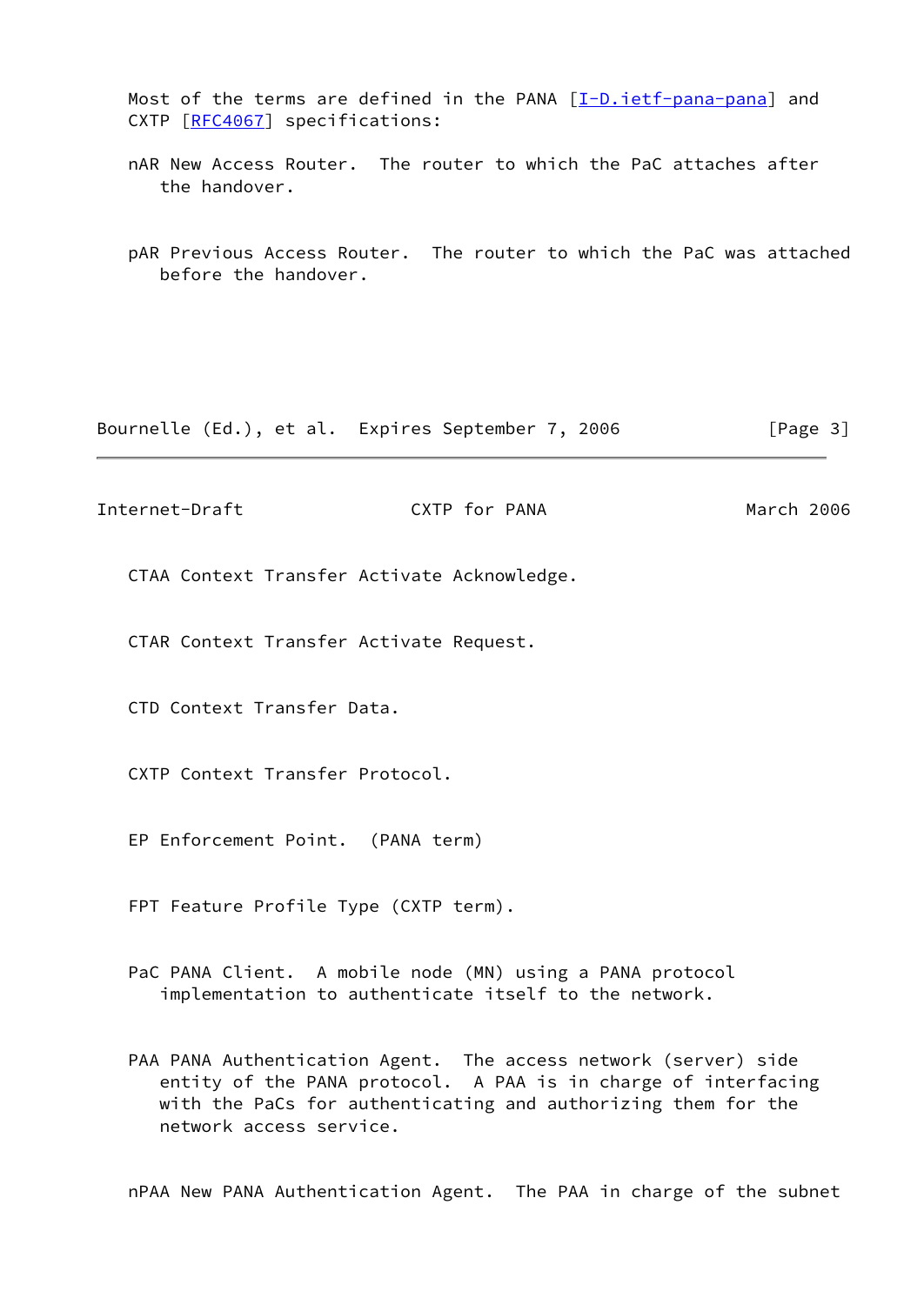Most of the terms are defined in the PANA [I-D.ietf-pana-pana] and CXTP [RFC4067] specifications:

nAR New Access Router. The router to which the PaC attaches after the handover.

pAR Previous Access Router. The router to which the PaC was attached before the handover.

CTAA Context Transfer Activate Acknowledge.

CTAR Context Transfer Activate Request.

CTD Context Transfer Data.

CXTP Context Transfer Protocol.

EP Enforcement Point. (PANA term)

FPT Feature Profile Type (CXTP term).

PaC PANA Client. A mobile node (MN) using a PANA protocol implementation to authenticate itself to the network.

PAA PANA Authentication Agent. The access network (server) side entity of the PANA protocol. A PAA is in charge of interfacing with the PaCs for authenticating and authorizing them for the network access service.

nPAA New PANA Authentication Agent. The PAA in charge of the subnet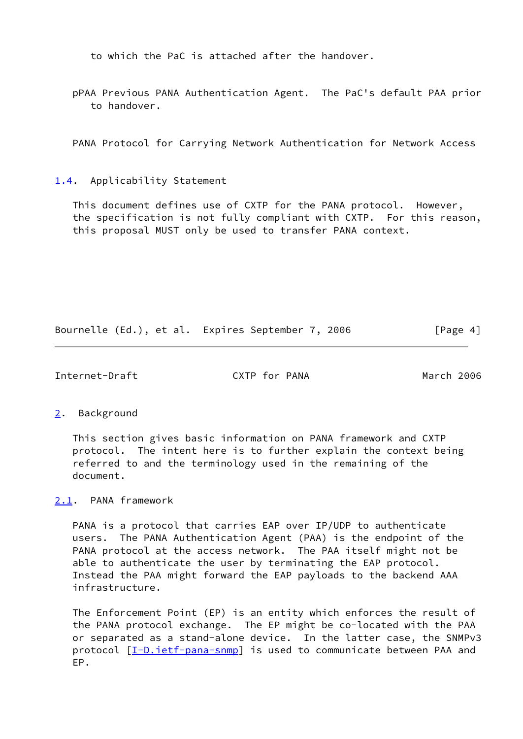to which the PaC is attached after the handover.

pPAA Previous PANA Authentication Agent. The PaC's default PAA prior to handover.

PANA Protocol for Carrying Network Authentication for Network Access

### 1.4. Applicability Statement

This document defines use of CXTP for the PANA protocol. However, the specification is not fully compliant with CXTP. For this reason, this proposal MUST only be used to transfer PANA context.

## 2. Background

This section gives basic information on PANA framework and CXTP protocol. The intent here is to further explain the context being referred to and the terminology used in the remaining of the document.

### 2.1. PANA framework

PANA is a protocol that carries EAP over IP/UDP to authenticate users. The PANA Authentication Agent (PAA) is the endpoint of the PANA protocol at the access network. The PAA itself might not be able to authenticate the user by terminating the EAP protocol. Instead the PAA might forward the EAP payloads to the backend AAA infrastructure.

The Enforcement Point (EP) is an entity which enforces the result of the PANA protocol exchange. The EP might be co-located with the PAA or separated as a stand-alone device. In the latter case, the SNMPv3 protocol [I-D.ietf-pana-snmp] is used to communicate between PAA and EP.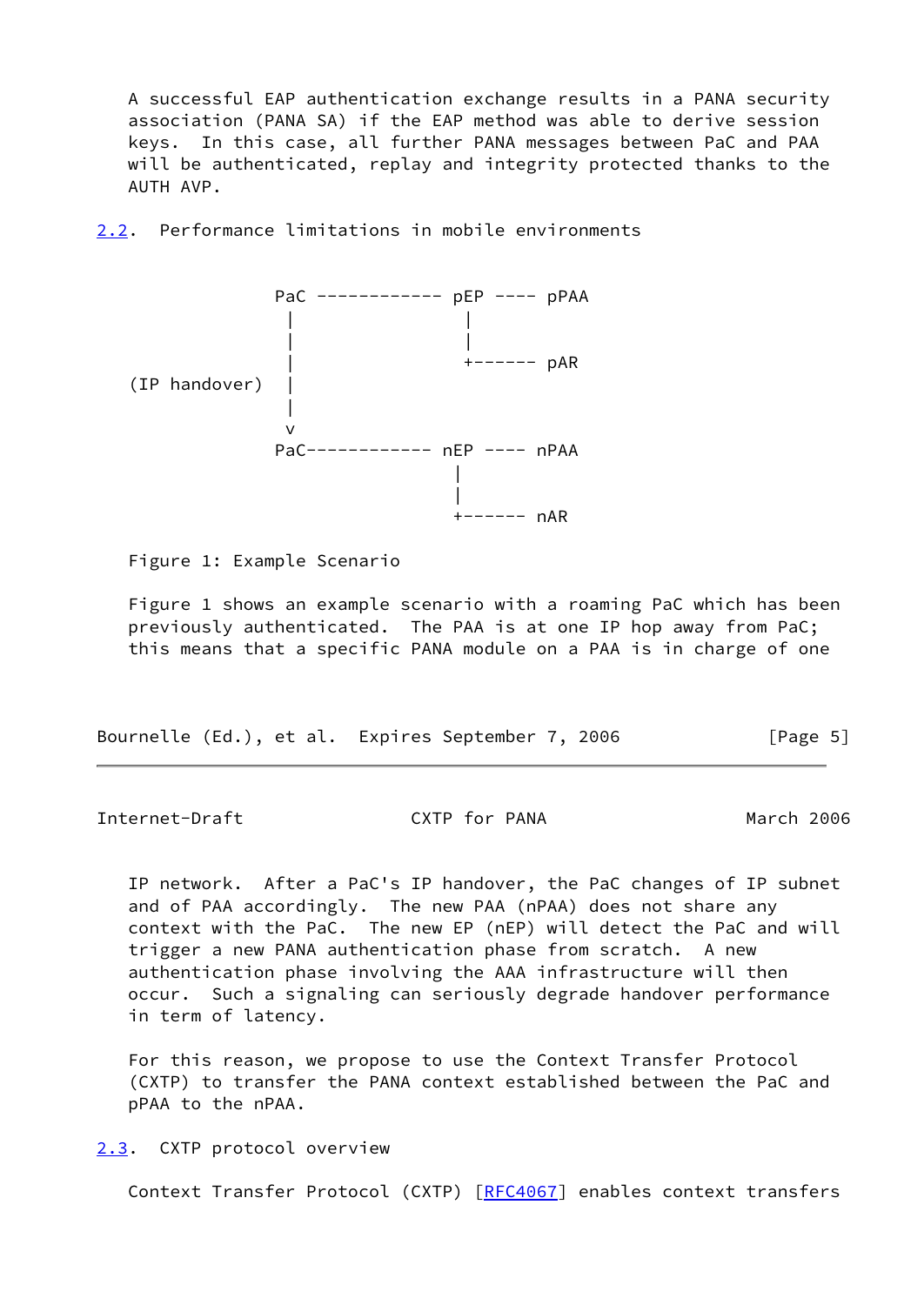A successful EAP authentication exchange results in a PANA security association (PANA SA) if the EAP method was able to derive session keys. In this case, all further PANA messages between PaC and PAA will be authenticated, replay and integrity protected thanks to the AUTH AVP.

### 2.2. Performance limitations in mobile environments

```
                PaC ------------ pEP ---- pPAA
                 |                |
                 |                |
                 |                +------ pAR
 (IP handover)   |
                 |
                 v
                PaC------------ nEP ---- nPAA
                                 |
                                 |
                                 +------ nAR
```

Figure 1: Example Scenario

Figure 1 shows an example scenario with a roaming PaC which has been previously authenticated. The PAA is at one IP hop away from PaC; this means that a specific PANA module on a PAA is in charge of one IP network. After a PaC's IP handover, the PaC changes of IP subnet and of PAA accordingly. The new PAA (nPAA) does not share any context with the PaC. The new EP (nEP) will detect the PaC and will trigger a new PANA authentication phase from scratch. A new authentication phase involving the AAA infrastructure will then occur. Such a signaling can seriously degrade handover performance in term of latency.

For this reason, we propose to use the Context Transfer Protocol (CXTP) to transfer the PANA context established between the PaC and pPAA to the nPAA.

### 2.3. CXTP protocol overview

Context Transfer Protocol (CXTP) [RFC4067] enables context transfers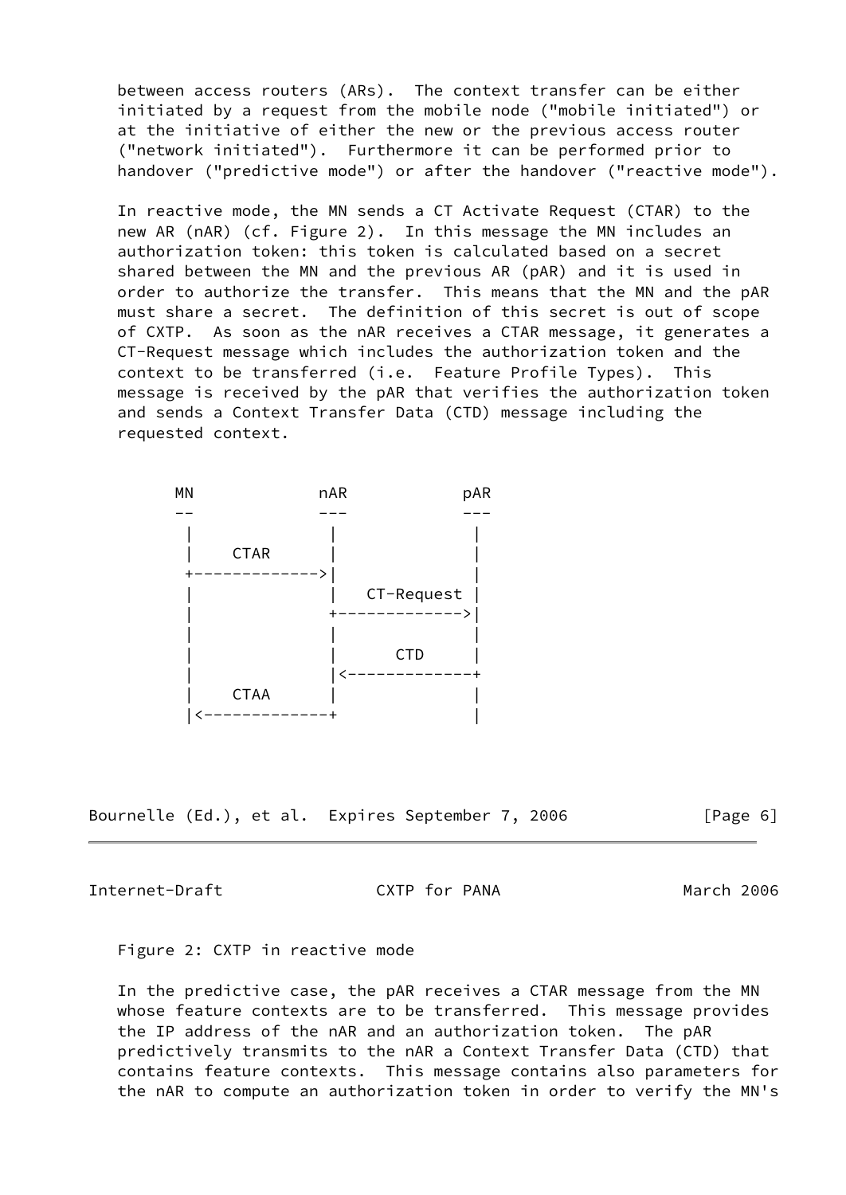between access routers (ARs). The context transfer can be either initiated by a request from the mobile node ("mobile initiated") or at the initiative of either the new or the previous access router ("network initiated"). Furthermore it can be performed prior to handover ("predictive mode") or after the handover ("reactive mode").

In reactive mode, the MN sends a CT Activate Request (CTAR) to the new AR (nAR) (cf. Figure 2). In this message the MN includes an authorization token: this token is calculated based on a secret shared between the MN and the previous AR (pAR) and it is used in order to authorize the transfer. This means that the MN and the pAR must share a secret. The definition of this secret is out of scope of CXTP. As soon as the nAR receives a CTAR message, it generates a CT-Request message which includes the authorization token and the context to be transferred (i.e. Feature Profile Types). This message is received by the pAR that verifies the authorization token and sends a Context Transfer Data (CTD) message including the requested context.

```
 MN             nAR            pAR
 --             ---            ---
  |              |              |
  |    CTAR      |              |
  +------------->|              |
  |              |   CT-Request |
  |              +------------->|
  |              |              |
  |              |      CTD     |
  |              |<-------------+
  |    CTAA      |              |
  |<-------------+              |
```

Figure 2: CXTP in reactive mode

In the predictive case, the pAR receives a CTAR message from the MN whose feature contexts are to be transferred. This message provides the IP address of the nAR and an authorization token. The pAR predictively transmits to the nAR a Context Transfer Data (CTD) that contains feature contexts. This message contains also parameters for the nAR to compute an authorization token in order to verify the MN's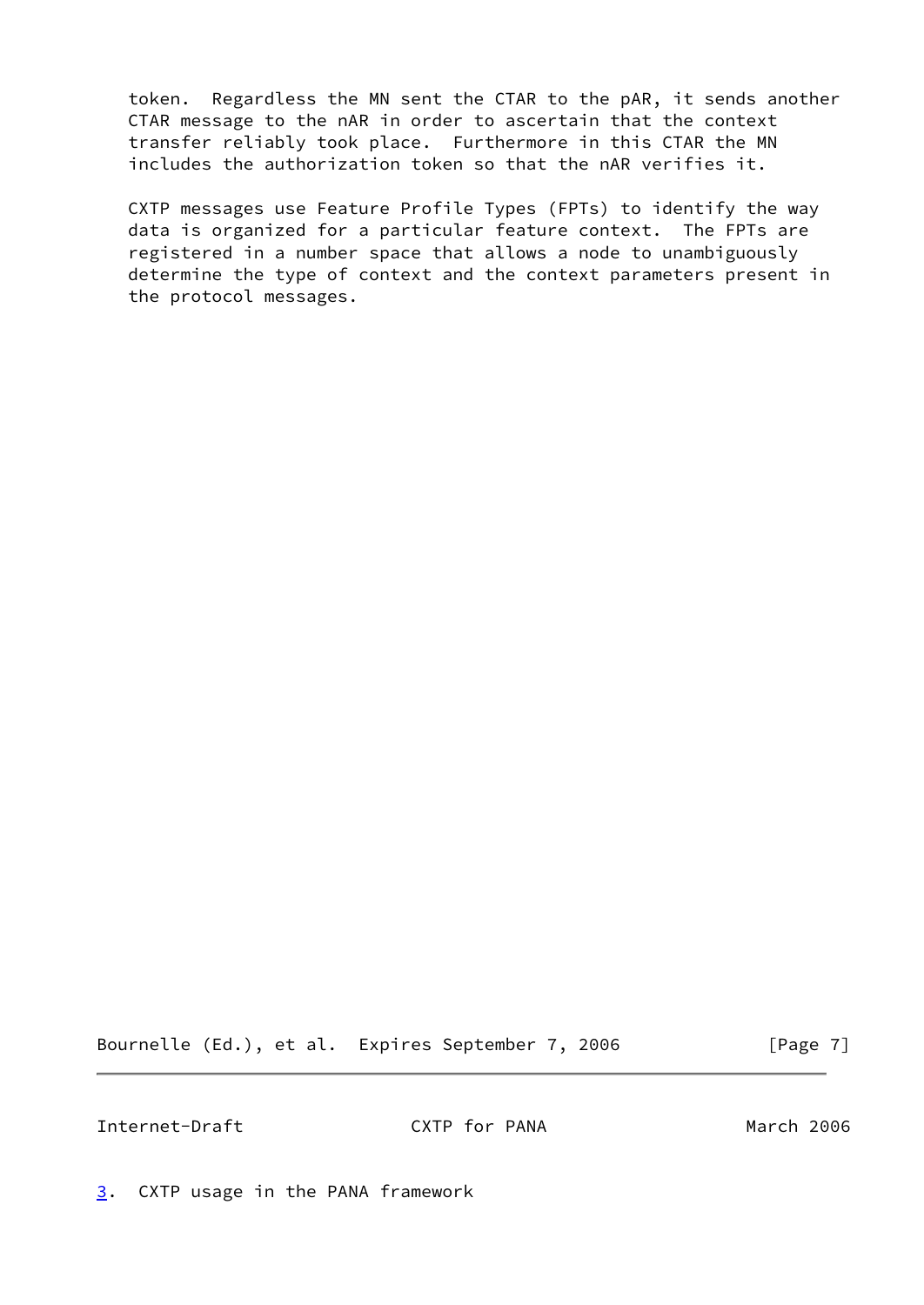token.  Regardless the MN sent the CTAR to the pAR, it sends another CTAR message to the nAR in order to ascertain that the context transfer reliably took place.  Furthermore in this CTAR the MN includes the authorization token so that the nAR verifies it.

CXTP messages use Feature Profile Types (FPTs) to identify the way data is organized for a particular feature context.  The FPTs are registered in a number space that allows a node to unambiguously determine the type of context and the context parameters present in the protocol messages.

## 3. CXTP usage in the PANA framework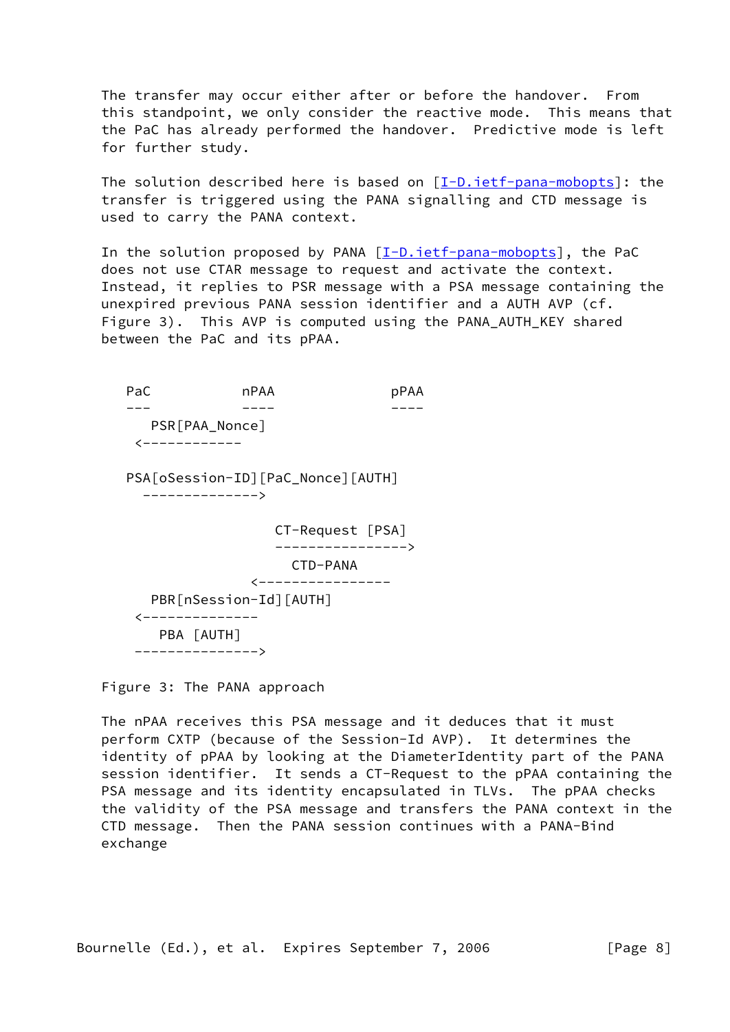The transfer may occur either after or before the handover. From this standpoint, we only consider the reactive mode. This means that the PaC has already performed the handover. Predictive mode is left for further study.

The solution described here is based on [I-D.ietf-pana-mobopts]: the transfer is triggered using the PANA signalling and CTD message is used to carry the PANA context.

In the solution proposed by PANA [I-D.ietf-pana-mobopts], the PaC does not use CTAR message to request and activate the context. Instead, it replies to PSR message with a PSA message containing the unexpired previous PANA session identifier and a AUTH AVP (cf. Figure 3). This AVP is computed using the PANA_AUTH_KEY shared between the PaC and its pPAA.

```
PaC           nPAA              pPAA
---           ----              ----
   PSR[PAA_Nonce]
 <------------

PSA[oSession-ID][PaC_Nonce][AUTH]
  -------------->

                   CT-Request [PSA]
                   ---------------->
                     CTD-PANA
                <----------------
   PBR[nSession-Id][AUTH]
 <--------------
    PBA [AUTH]
 --------------->
```

Figure 3: The PANA approach

The nPAA receives this PSA message and it deduces that it must perform CXTP (because of the Session-Id AVP). It determines the identity of pPAA by looking at the DiameterIdentity part of the PANA session identifier. It sends a CT-Request to the pPAA containing the PSA message and its identity encapsulated in TLVs. The pPAA checks the validity of the PSA message and transfers the PANA context in the CTD message. Then the PANA session continues with a PANA-Bind exchange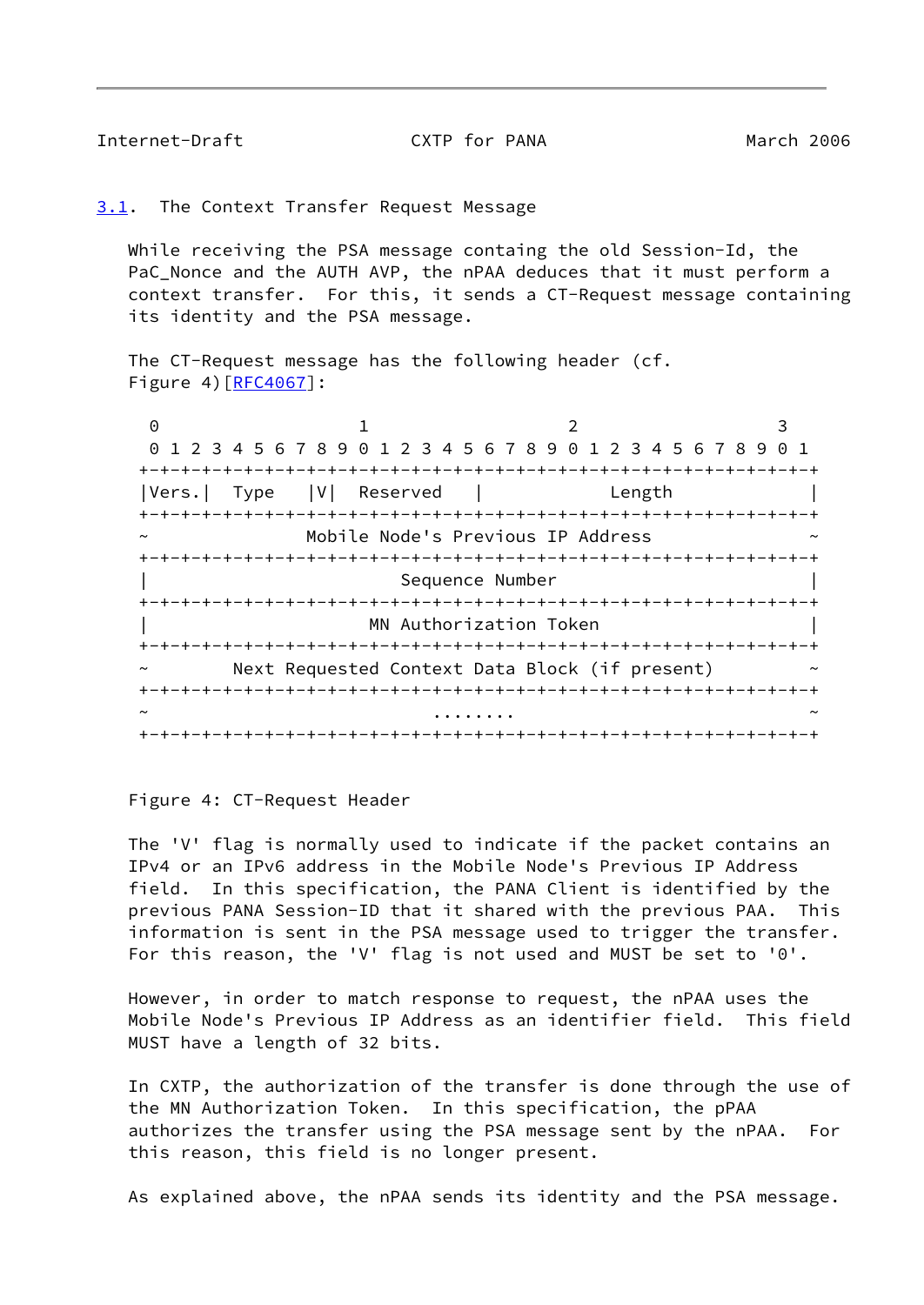### 3.1. The Context Transfer Request Message

While receiving the PSA message containg the old Session-Id, the PaC_Nonce and the AUTH AVP, the nPAA deduces that it must perform a context transfer. For this, it sends a CT-Request message containing its identity and the PSA message.

The CT-Request message has the following header (cf. Figure 4)[RFC4067]:

```
 0                   1                   2                   3
 0 1 2 3 4 5 6 7 8 9 0 1 2 3 4 5 6 7 8 9 0 1 2 3 4 5 6 7 8 9 0 1
+-+-+-+-+-+-+-+-+-+-+-+-+-+-+-+-+-+-+-+-+-+-+-+-+-+-+-+-+-+-+-+-+
|Vers.|  Type   |V|  Reserved   |            Length               |
+-+-+-+-+-+-+-+-+-+-+-+-+-+-+-+-+-+-+-+-+-+-+-+-+-+-+-+-+-+-+-+-+
~              Mobile Node's Previous IP Address                  ~
+-+-+-+-+-+-+-+-+-+-+-+-+-+-+-+-+-+-+-+-+-+-+-+-+-+-+-+-+-+-+-+-+
|                          Sequence Number                        |
+-+-+-+-+-+-+-+-+-+-+-+-+-+-+-+-+-+-+-+-+-+-+-+-+-+-+-+-+-+-+-+-+
|                      MN Authorization Token                     |
+-+-+-+-+-+-+-+-+-+-+-+-+-+-+-+-+-+-+-+-+-+-+-+-+-+-+-+-+-+-+-+-+
~        Next Requested Context Data Block (if present)           ~
+-+-+-+-+-+-+-+-+-+-+-+-+-+-+-+-+-+-+-+-+-+-+-+-+-+-+-+-+-+-+-+-+
~                             ........                            ~
+-+-+-+-+-+-+-+-+-+-+-+-+-+-+-+-+-+-+-+-+-+-+-+-+-+-+-+-+-+-+-+-+
```

Figure 4: CT-Request Header

The 'V' flag is normally used to indicate if the packet contains an IPv4 or an IPv6 address in the Mobile Node's Previous IP Address field. In this specification, the PANA Client is identified by the previous PANA Session-ID that it shared with the previous PAA. This information is sent in the PSA message used to trigger the transfer. For this reason, the 'V' flag is not used and MUST be set to '0'.

However, in order to match response to request, the nPAA uses the Mobile Node's Previous IP Address as an identifier field. This field MUST have a length of 32 bits.

In CXTP, the authorization of the transfer is done through the use of the MN Authorization Token. In this specification, the pPAA authorizes the transfer using the PSA message sent by the nPAA. For this reason, this field is no longer present.

As explained above, the nPAA sends its identity and the PSA message.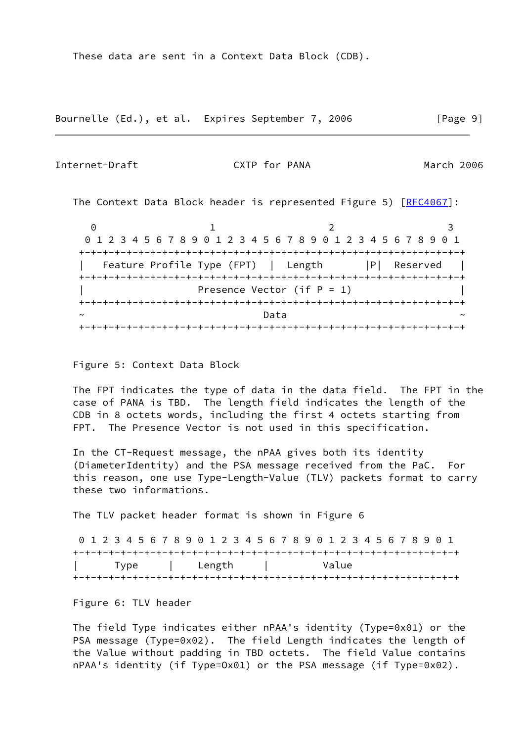These data are sent in a Context Data Block (CDB).

The Context Data Block header is represented Figure 5) [RFC4067]:

```
  0                   1                   2                   3
  0 1 2 3 4 5 6 7 8 9 0 1 2 3 4 5 6 7 8 9 0 1 2 3 4 5 6 7 8 9 0 1
 +-+-+-+-+-+-+-+-+-+-+-+-+-+-+-+-+-+-+-+-+-+-+-+-+-+-+-+-+-+-+-+-+
 |   Feature Profile Type (FPT)  |  Length       |P|  Reserved   |
 +-+-+-+-+-+-+-+-+-+-+-+-+-+-+-+-+-+-+-+-+-+-+-+-+-+-+-+-+-+-+-+-+
 |                  Presence Vector (if P = 1)                   |
 +-+-+-+-+-+-+-+-+-+-+-+-+-+-+-+-+-+-+-+-+-+-+-+-+-+-+-+-+-+-+-+-+
 ~                              Data                             ~
 +-+-+-+-+-+-+-+-+-+-+-+-+-+-+-+-+-+-+-+-+-+-+-+-+-+-+-+-+-+-+-+-+
```

Figure 5: Context Data Block

The FPT indicates the type of data in the data field. The FPT in the case of PANA is TBD. The length field indicates the length of the CDB in 8 octets words, including the first 4 octets starting from FPT. The Presence Vector is not used in this specification.

In the CT-Request message, the nPAA gives both its identity (DiameterIdentity) and the PSA message received from the PaC. For this reason, one use Type-Length-Value (TLV) packets format to carry these two informations.

The TLV packet header format is shown in Figure 6

```
 0 1 2 3 4 5 6 7 8 9 0 1 2 3 4 5 6 7 8 9 0 1 2 3 4 5 6 7 8 9 0 1
+-+-+-+-+-+-+-+-+-+-+-+-+-+-+-+-+-+-+-+-+-+-+-+-+-+-+-+-+-+-+-+-+
|      Type     |    Length     |         Value
+-+-+-+-+-+-+-+-+-+-+-+-+-+-+-+-+-+-+-+-+-+-+-+-+-+-+-+-+-+-+-+-+
```

Figure 6: TLV header

The field Type indicates either nPAA's identity (Type=0x01) or the PSA message (Type=0x02). The field Length indicates the length of the Value without padding in TBD octets. The field Value contains nPAA's identity (if Type=Ox01) or the PSA message (if Type=0x02).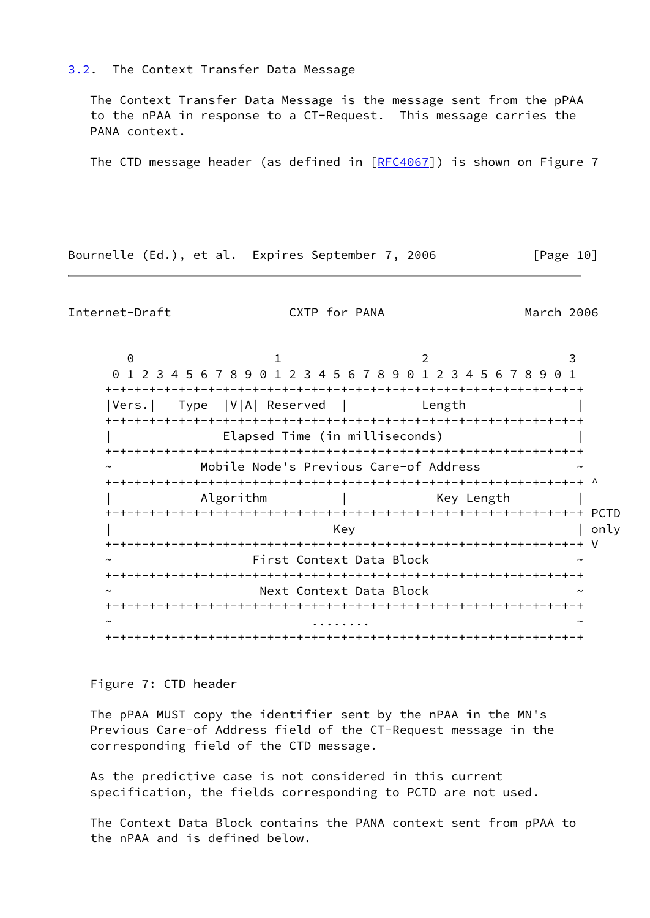## 3.2. The Context Transfer Data Message

The Context Transfer Data Message is the message sent from the pPAA to the nPAA in response to a CT-Request. This message carries the PANA context.

The CTD message header (as defined in [RFC4067]) is shown on Figure 7

```
    0                   1                   2                   3
    0 1 2 3 4 5 6 7 8 9 0 1 2 3 4 5 6 7 8 9 0 1 2 3 4 5 6 7 8 9 0 1
   +-+-+-+-+-+-+-+-+-+-+-+-+-+-+-+-+-+-+-+-+-+-+-+-+-+-+-+-+-+-+-+-+
   |Vers.|   Type  |V|A| Reserved  |           Length              |
   +-+-+-+-+-+-+-+-+-+-+-+-+-+-+-+-+-+-+-+-+-+-+-+-+-+-+-+-+-+-+-+-+
   |               Elapsed Time (in milliseconds)                  |
   +-+-+-+-+-+-+-+-+-+-+-+-+-+-+-+-+-+-+-+-+-+-+-+-+-+-+-+-+-+-+-+-+
   ~            Mobile Node's Previous Care-of Address             ~
   +-+-+-+-+-+-+-+-+-+-+-+-+-+-+-+-+-+-+-+-+-+-+-+-+-+-+-+-+-+-+-+-+ ^
   |          Algorithm            |            Key Length         |
   +-+-+-+-+-+-+-+-+-+-+-+-+-+-+-+-+-+-+-+-+-+-+-+-+-+-+-+-+-+-+-+-+ PCTD
   |                              Key                              | only
   +-+-+-+-+-+-+-+-+-+-+-+-+-+-+-+-+-+-+-+-+-+-+-+-+-+-+-+-+-+-+-+-+ V
   ~                   First Context Data Block                    ~
   +-+-+-+-+-+-+-+-+-+-+-+-+-+-+-+-+-+-+-+-+-+-+-+-+-+-+-+-+-+-+-+-+
   ~                    Next Context Data Block                    ~
   +-+-+-+-+-+-+-+-+-+-+-+-+-+-+-+-+-+-+-+-+-+-+-+-+-+-+-+-+-+-+-+-+
   ~                           ........                            ~
   +-+-+-+-+-+-+-+-+-+-+-+-+-+-+-+-+-+-+-+-+-+-+-+-+-+-+-+-+-+-+-+-+
```

Figure 7: CTD header

The pPAA MUST copy the identifier sent by the nPAA in the MN's Previous Care-of Address field of the CT-Request message in the corresponding field of the CTD message.

As the predictive case is not considered in this current specification, the fields corresponding to PCTD are not used.

The Context Data Block contains the PANA context sent from pPAA to the nPAA and is defined below.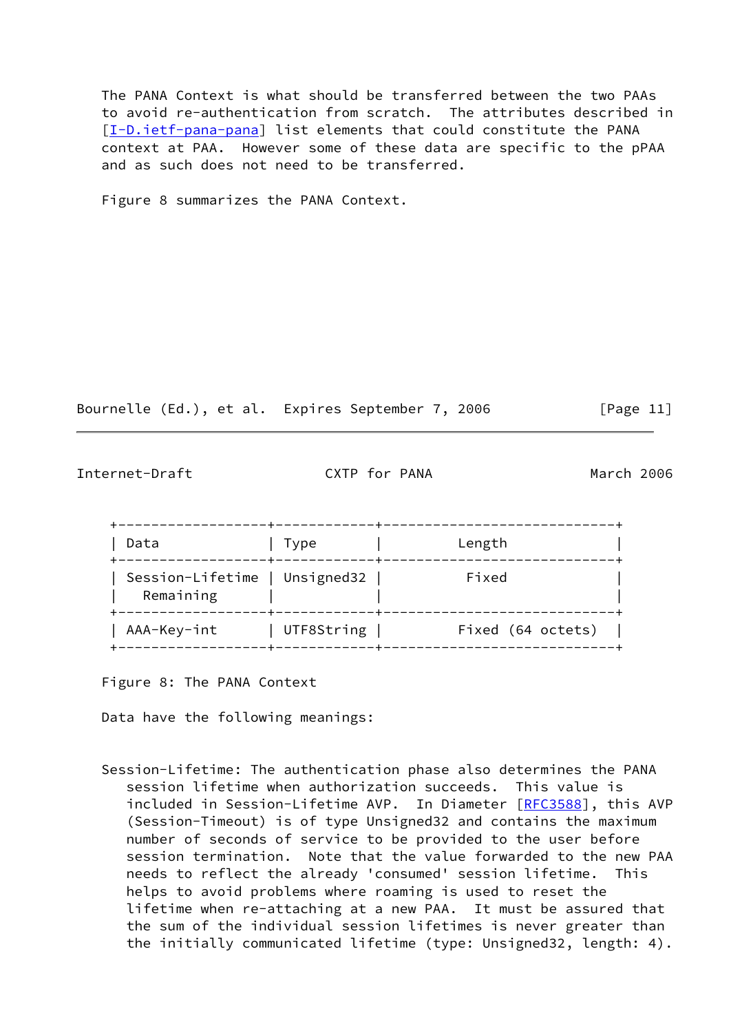The PANA Context is what should be transferred between the two PAAs to avoid re-authentication from scratch. The attributes described in [I-D.ietf-pana-pana] list elements that could constitute the PANA context at PAA. However some of these data are specific to the pPAA and as such does not need to be transferred.

Figure 8 summarizes the PANA Context.

| Data | Type | Length |
|---|---|---|
| Session-Lifetime Remaining | Unsigned32 | Fixed |
| AAA-Key-int | UTF8String | Fixed (64 octets) |

Figure 8: The PANA Context

Data have the following meanings:

Session-Lifetime: The authentication phase also determines the PANA session lifetime when authorization succeeds. This value is included in Session-Lifetime AVP. In Diameter [RFC3588], this AVP (Session-Timeout) is of type Unsigned32 and contains the maximum number of seconds of service to be provided to the user before session termination. Note that the value forwarded to the new PAA needs to reflect the already 'consumed' session lifetime. This helps to avoid problems where roaming is used to reset the lifetime when re-attaching at a new PAA. It must be assured that the sum of the individual session lifetimes is never greater than the initially communicated lifetime (type: Unsigned32, length: 4).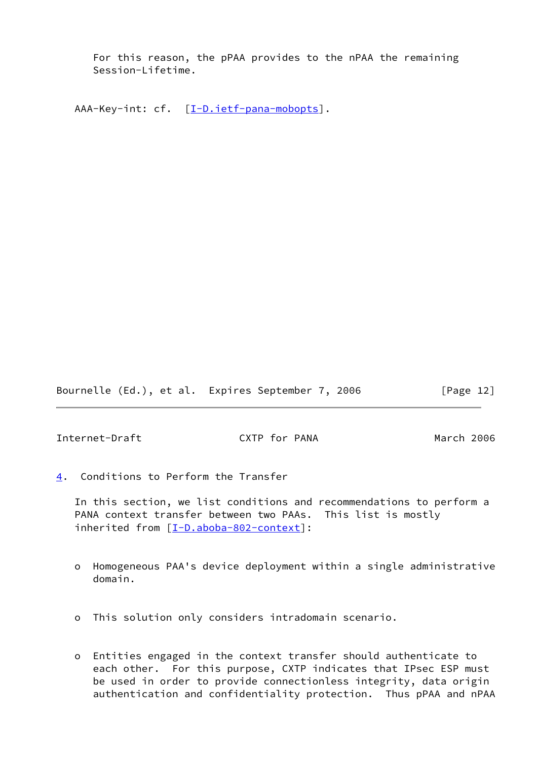For this reason, the pPAA provides to the nPAA the remaining Session-Lifetime.

AAA-Key-int: cf. [I-D.ietf-pana-mobopts].

## 4. Conditions to Perform the Transfer

In this section, we list conditions and recommendations to perform a PANA context transfer between two PAAs. This list is mostly inherited from [I-D.aboba-802-context]:

- Homogeneous PAA's device deployment within a single administrative domain.

- This solution only considers intradomain scenario.

- Entities engaged in the context transfer should authenticate to each other. For this purpose, CXTP indicates that IPsec ESP must be used in order to provide connectionless integrity, data origin authentication and confidentiality protection. Thus pPAA and nPAA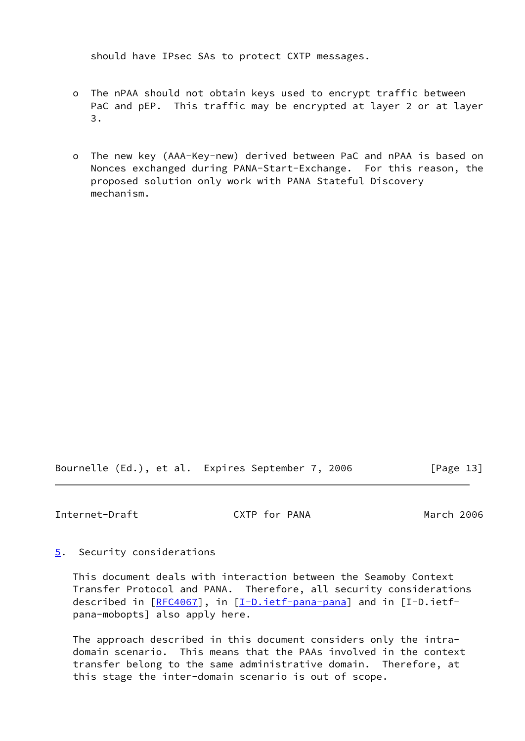should have IPsec SAs to protect CXTP messages.

- The nPAA should not obtain keys used to encrypt traffic between PaC and pEP. This traffic may be encrypted at layer 2 or at layer 3.

- The new key (AAA-Key-new) derived between PaC and nPAA is based on Nonces exchanged during PANA-Start-Exchange. For this reason, the proposed solution only work with PANA Stateful Discovery mechanism.

## 5. Security considerations

This document deals with interaction between the Seamoby Context Transfer Protocol and PANA. Therefore, all security considerations described in [RFC4067], in [I-D.ietf-pana-pana] and in [I-D.ietf-pana-mobopts] also apply here.

The approach described in this document considers only the intra-domain scenario. This means that the PAAs involved in the context transfer belong to the same administrative domain. Therefore, at this stage the inter-domain scenario is out of scope.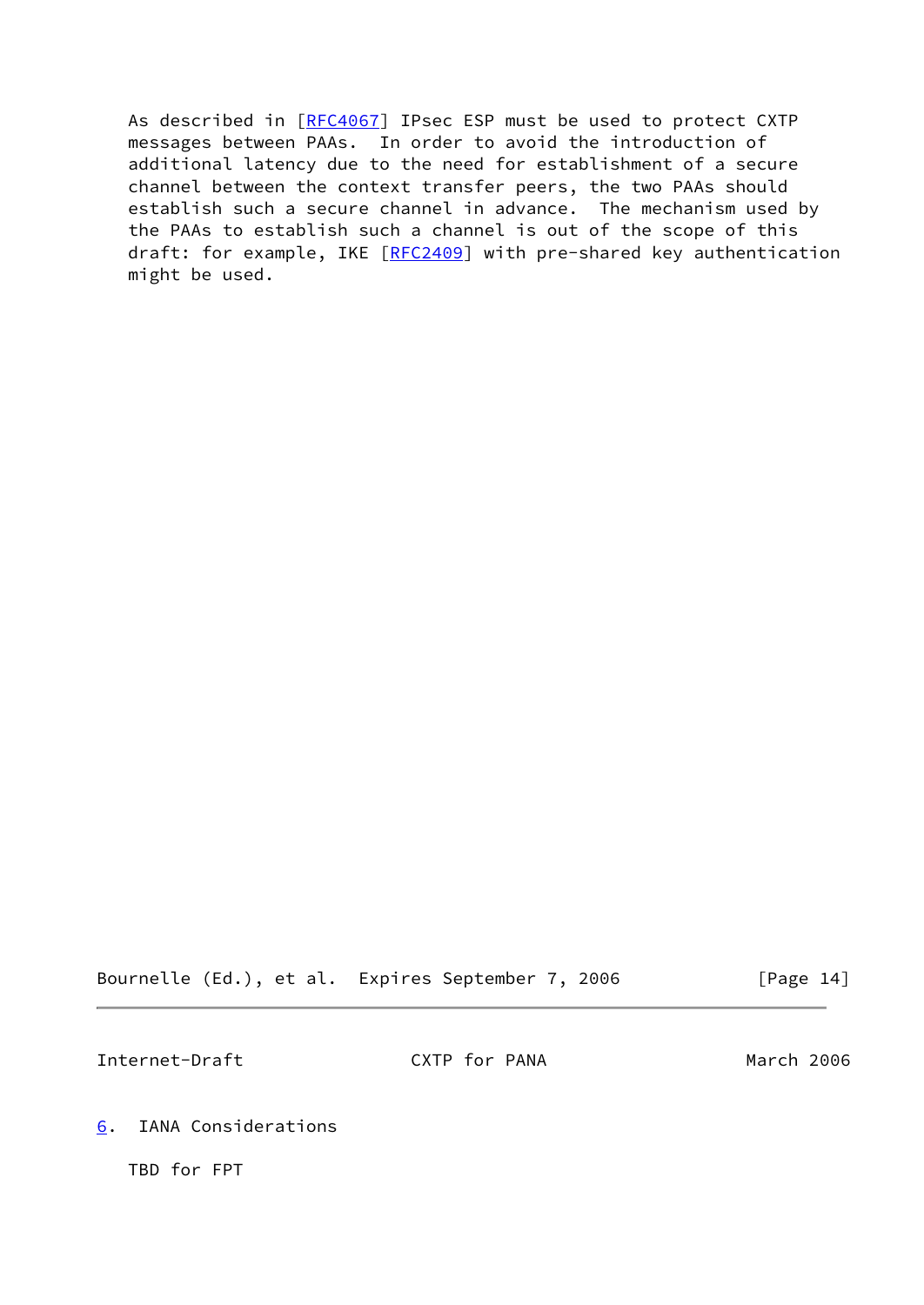As described in [RFC4067] IPsec ESP must be used to protect CXTP messages between PAAs. In order to avoid the introduction of additional latency due to the need for establishment of a secure channel between the context transfer peers, the two PAAs should establish such a secure channel in advance. The mechanism used by the PAAs to establish such a channel is out of the scope of this draft: for example, IKE [RFC2409] with pre-shared key authentication might be used.

## 6. IANA Considerations

TBD for FPT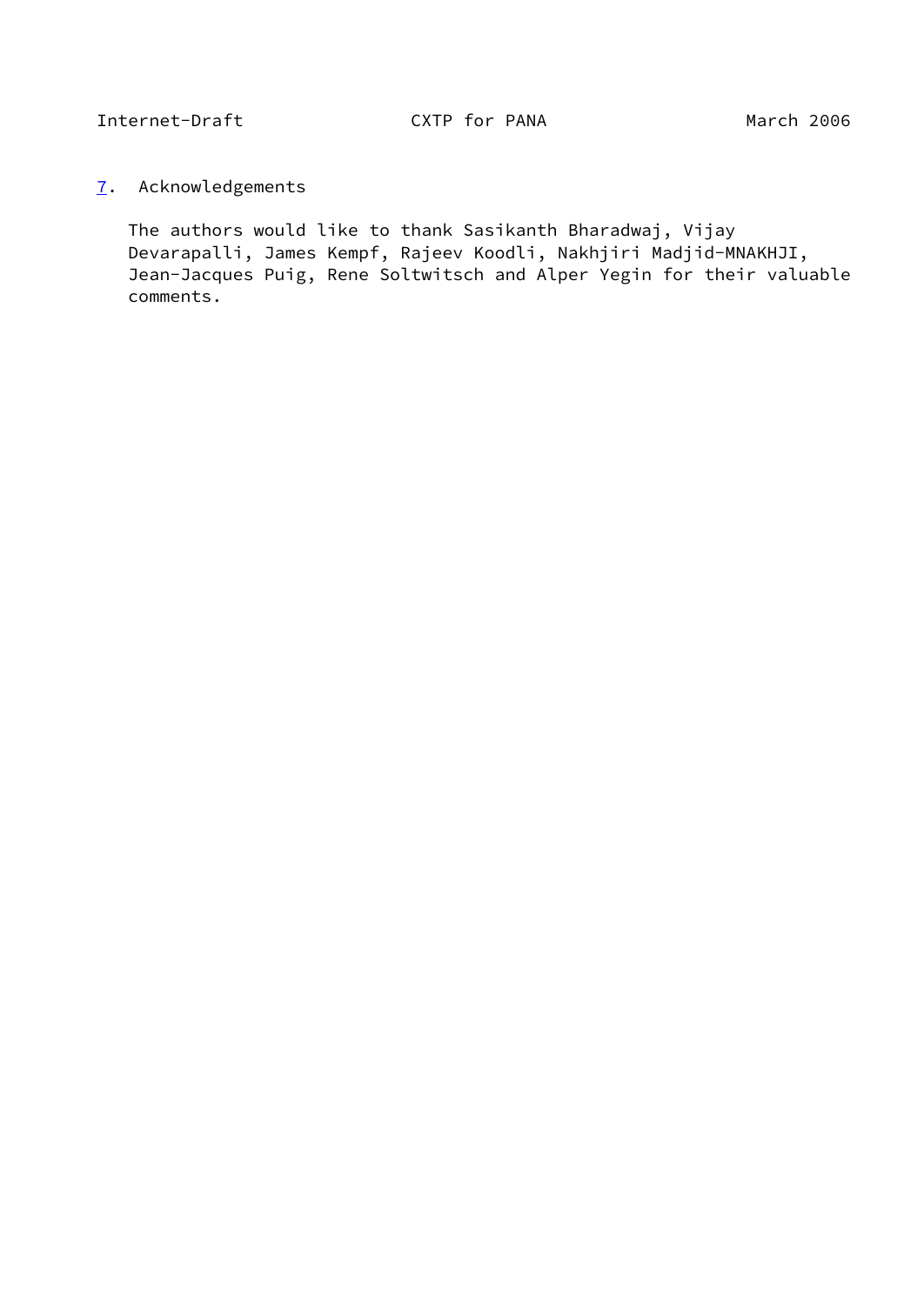## 7. Acknowledgements

The authors would like to thank Sasikanth Bharadwaj, Vijay Devarapalli, James Kempf, Rajeev Koodli, Nakhjiri Madjid-MNAKHJI, Jean-Jacques Puig, Rene Soltwitsch and Alper Yegin for their valuable comments.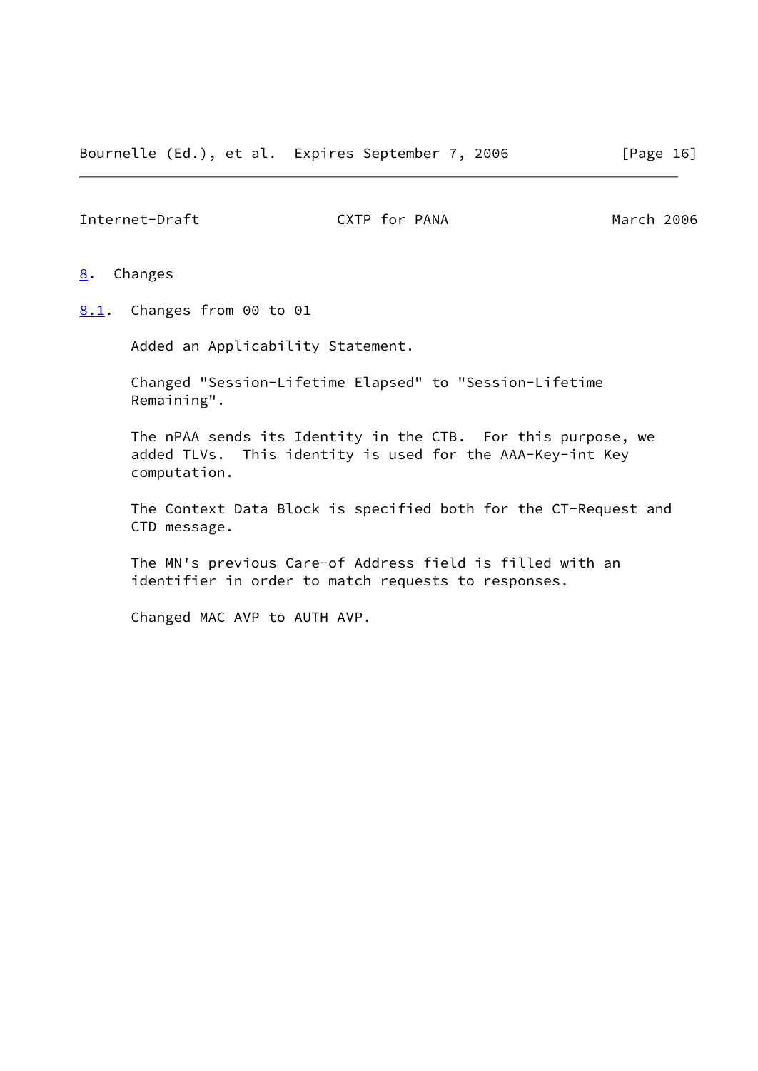## 8. Changes

### 8.1. Changes from 00 to 01

Added an Applicability Statement.

Changed "Session-Lifetime Elapsed" to "Session-Lifetime Remaining".

The nPAA sends its Identity in the CTB. For this purpose, we added TLVs. This identity is used for the AAA-Key-int Key computation.

The Context Data Block is specified both for the CT-Request and CTD message.

The MN's previous Care-of Address field is filled with an identifier in order to match requests to responses.

Changed MAC AVP to AUTH AVP.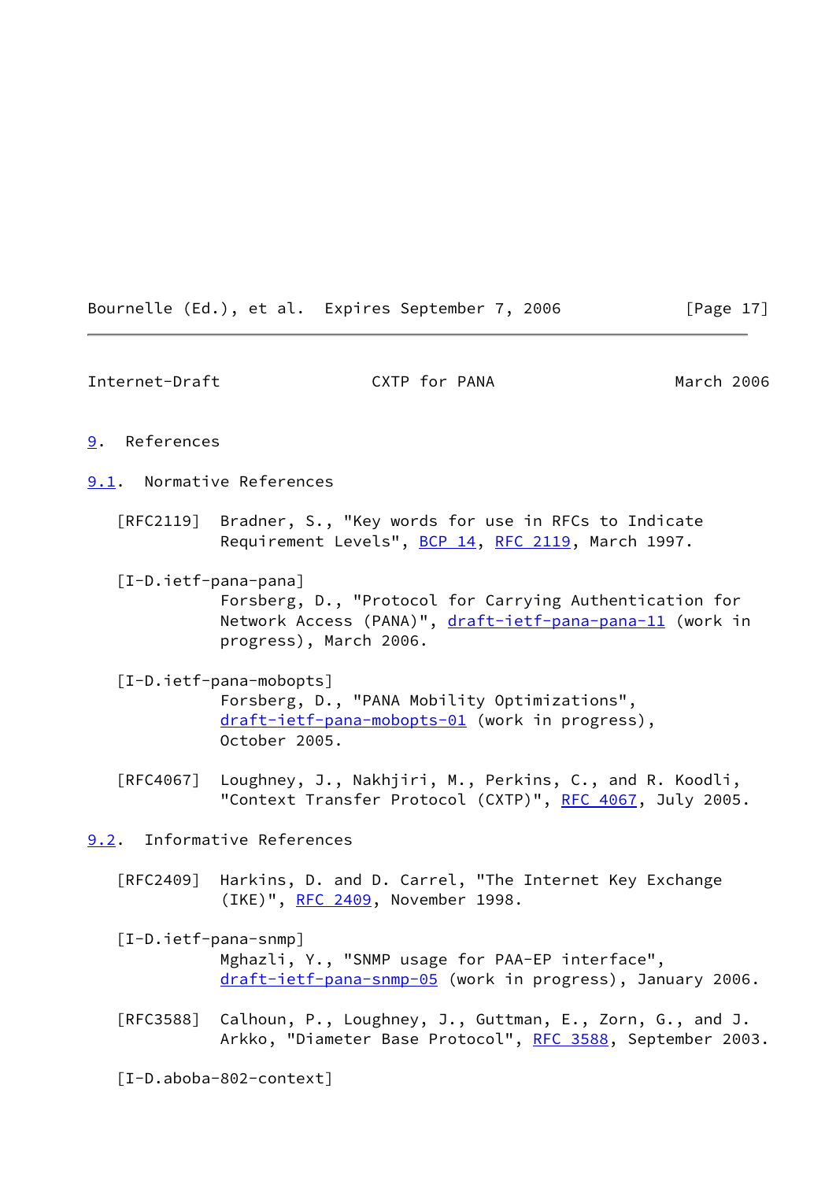# 9. References

## 9.1. Normative References

[RFC2119] Bradner, S., "Key words for use in RFCs to Indicate Requirement Levels", BCP 14, RFC 2119, March 1997.

[I-D.ietf-pana-pana] Forsberg, D., "Protocol for Carrying Authentication for Network Access (PANA)", draft-ietf-pana-pana-11 (work in progress), March 2006.

[I-D.ietf-pana-mobopts] Forsberg, D., "PANA Mobility Optimizations", draft-ietf-pana-mobopts-01 (work in progress), October 2005.

[RFC4067] Loughney, J., Nakhjiri, M., Perkins, C., and R. Koodli, "Context Transfer Protocol (CXTP)", RFC 4067, July 2005.

## 9.2. Informative References

[RFC2409] Harkins, D. and D. Carrel, "The Internet Key Exchange (IKE)", RFC 2409, November 1998.

[I-D.ietf-pana-snmp] Mghazli, Y., "SNMP usage for PAA-EP interface", draft-ietf-pana-snmp-05 (work in progress), January 2006.

[RFC3588] Calhoun, P., Loughney, J., Guttman, E., Zorn, G., and J. Arkko, "Diameter Base Protocol", RFC 3588, September 2003.

[I-D.aboba-802-context]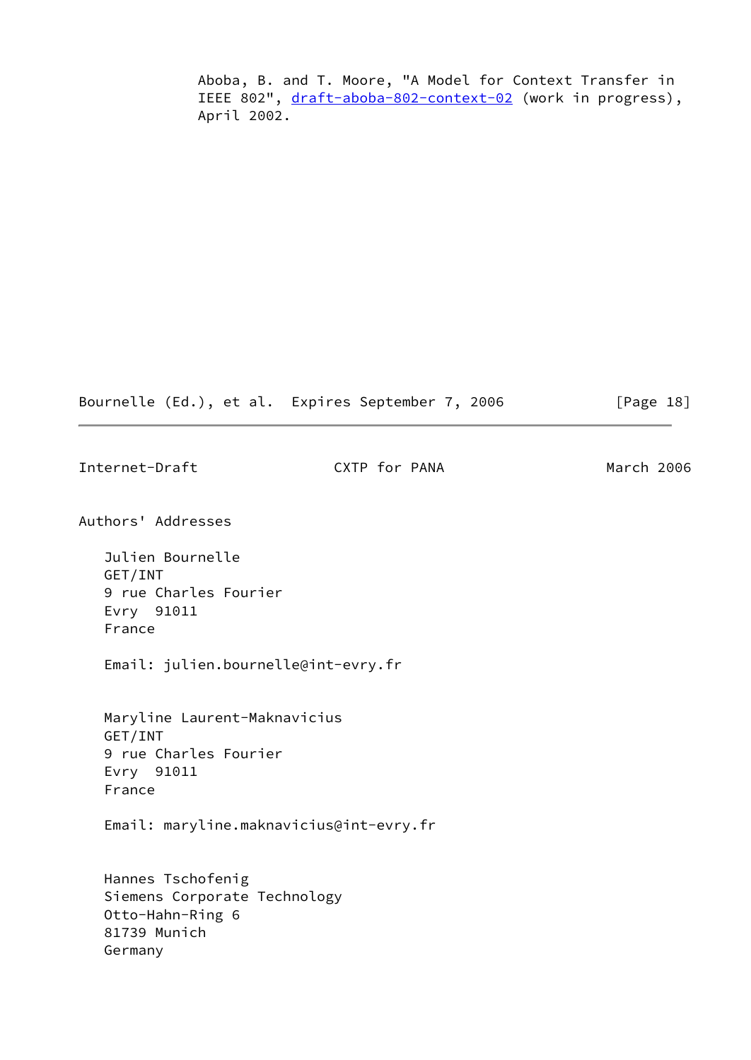Aboba, B. and T. Moore, "A Model for Context Transfer in IEEE 802", draft-aboba-802-context-02 (work in progress), April 2002.

## Authors' Addresses

Julien Bournelle
GET/INT
9 rue Charles Fourier
Evry  91011
France

Email: julien.bournelle@int-evry.fr

Maryline Laurent-Maknavicius
GET/INT
9 rue Charles Fourier
Evry  91011
France

Email: maryline.maknavicius@int-evry.fr

Hannes Tschofenig
Siemens Corporate Technology
Otto-Hahn-Ring 6
81739 Munich
Germany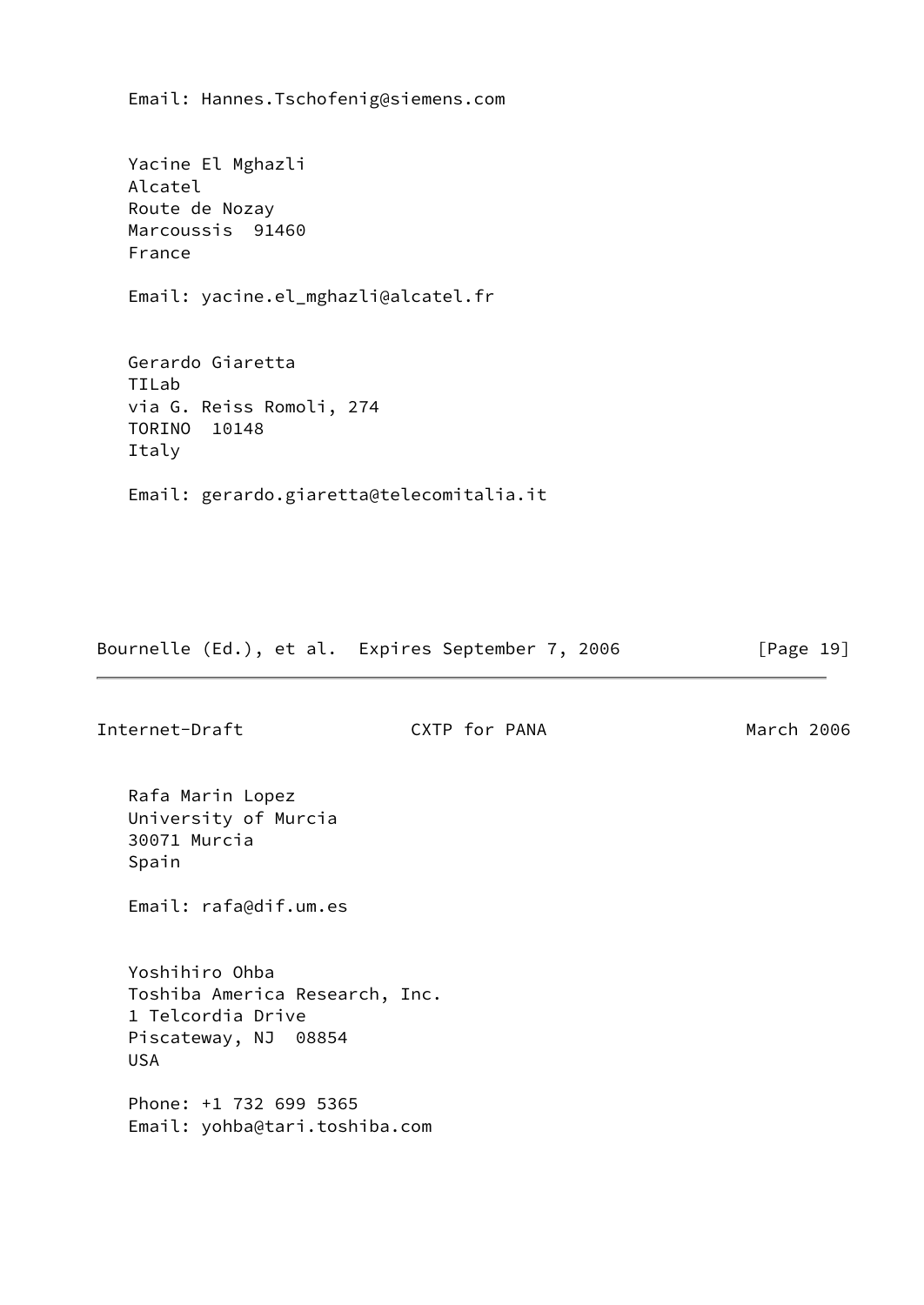Email: Hannes.Tschofenig@siemens.com

Yacine El Mghazli
Alcatel
Route de Nozay
Marcoussis  91460
France

Email: yacine.el_mghazli@alcatel.fr

Gerardo Giaretta
TILab
via G. Reiss Romoli, 274
TORINO  10148
Italy

Email: gerardo.giaretta@telecomitalia.it

Rafa Marin Lopez
University of Murcia
30071 Murcia
Spain

Email: rafa@dif.um.es

Yoshihiro Ohba
Toshiba America Research, Inc.
1 Telcordia Drive
Piscateway, NJ  08854
USA

Phone: +1 732 699 5365
Email: yohba@tari.toshiba.com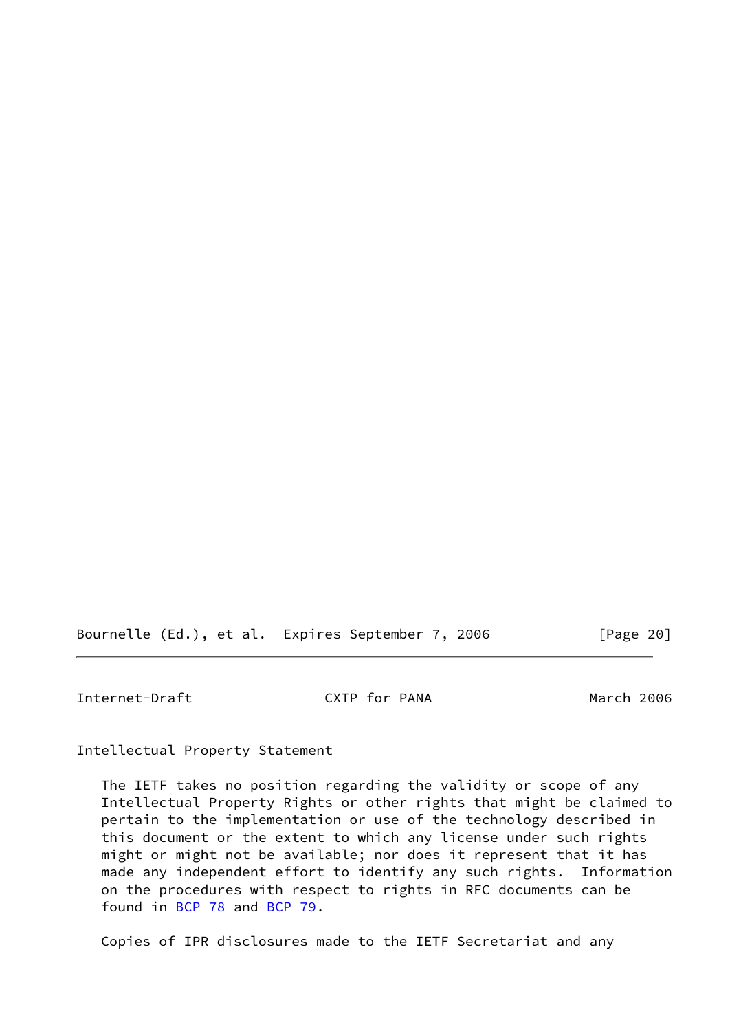## Intellectual Property Statement

The IETF takes no position regarding the validity or scope of any Intellectual Property Rights or other rights that might be claimed to pertain to the implementation or use of the technology described in this document or the extent to which any license under such rights might or might not be available; nor does it represent that it has made any independent effort to identify any such rights. Information on the procedures with respect to rights in RFC documents can be found in BCP 78 and BCP 79.

Copies of IPR disclosures made to the IETF Secretariat and any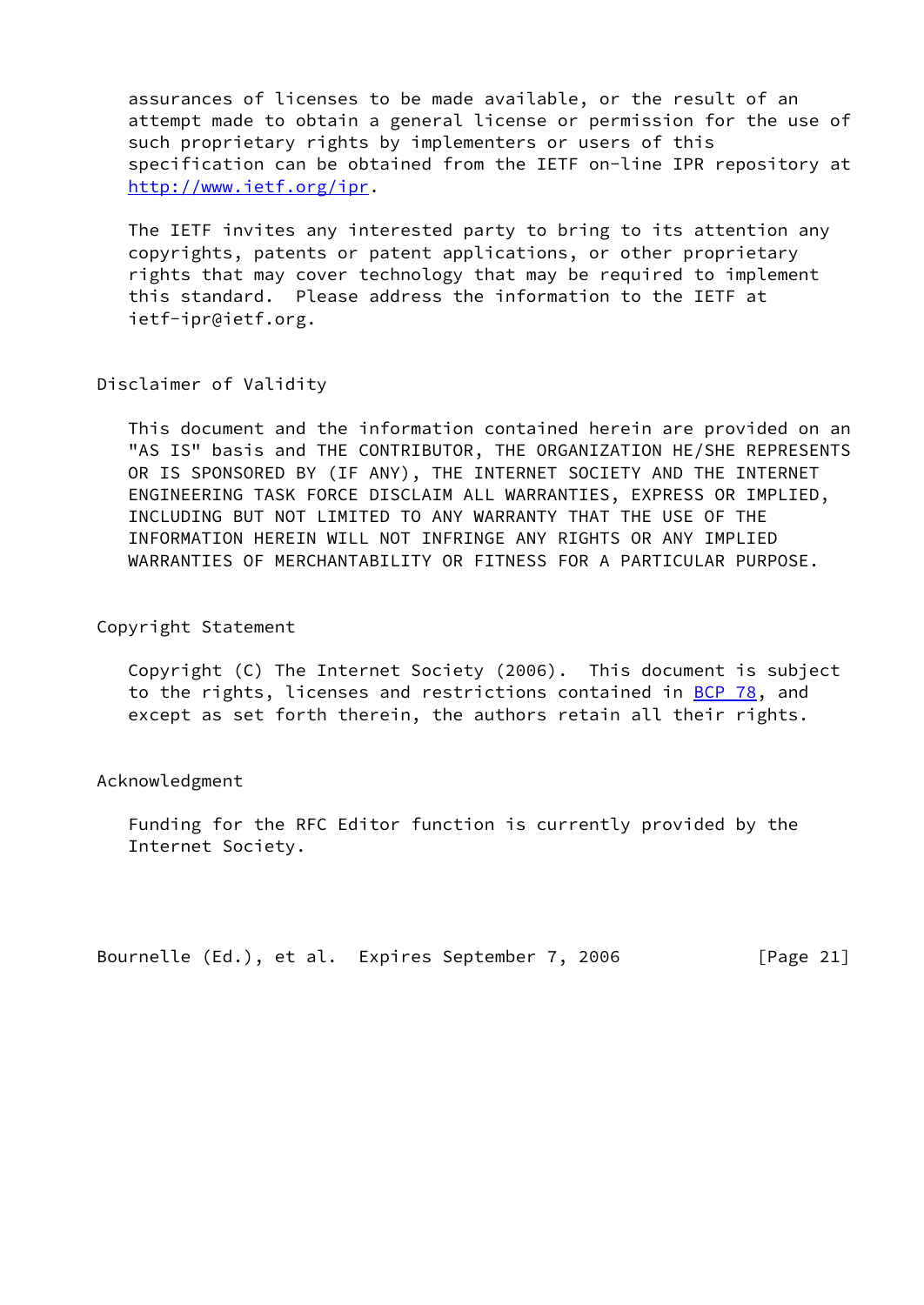assurances of licenses to be made available, or the result of an attempt made to obtain a general license or permission for the use of such proprietary rights by implementers or users of this specification can be obtained from the IETF on-line IPR repository at http://www.ietf.org/ipr.

The IETF invites any interested party to bring to its attention any copyrights, patents or patent applications, or other proprietary rights that may cover technology that may be required to implement this standard. Please address the information to the IETF at ietf-ipr@ietf.org.

## Disclaimer of Validity

This document and the information contained herein are provided on an "AS IS" basis and THE CONTRIBUTOR, THE ORGANIZATION HE/SHE REPRESENTS OR IS SPONSORED BY (IF ANY), THE INTERNET SOCIETY AND THE INTERNET ENGINEERING TASK FORCE DISCLAIM ALL WARRANTIES, EXPRESS OR IMPLIED, INCLUDING BUT NOT LIMITED TO ANY WARRANTY THAT THE USE OF THE INFORMATION HEREIN WILL NOT INFRINGE ANY RIGHTS OR ANY IMPLIED WARRANTIES OF MERCHANTABILITY OR FITNESS FOR A PARTICULAR PURPOSE.

## Copyright Statement

Copyright (C) The Internet Society (2006). This document is subject to the rights, licenses and restrictions contained in BCP 78, and except as set forth therein, the authors retain all their rights.

## Acknowledgment

Funding for the RFC Editor function is currently provided by the Internet Society.